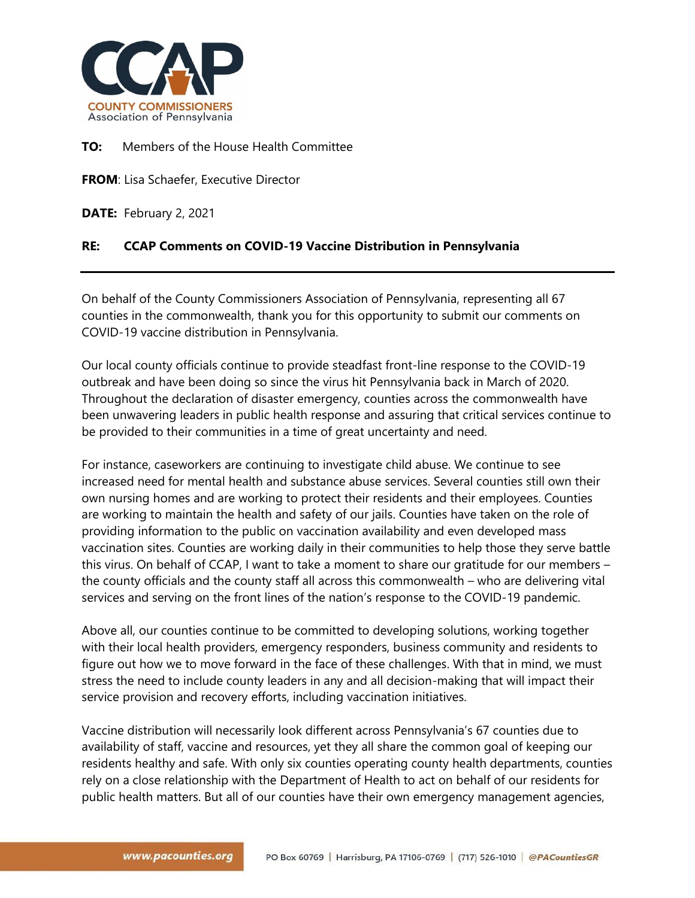**TO:** Members of the House Health Committee

**FROM**: Lisa Schaefer, Executive Director

**DATE:** February 2, 2021

**RE: CCAP Comments on COVID-19 Vaccine Distribution in Pennsylvania**

---

On behalf of the County Commissioners Association of Pennsylvania, representing all 67 counties in the commonwealth, thank you for this opportunity to submit our comments on COVID-19 vaccine distribution in Pennsylvania.

Our local county officials continue to provide steadfast front-line response to the COVID-19 outbreak and have been doing so since the virus hit Pennsylvania back in March of 2020. Throughout the declaration of disaster emergency, counties across the commonwealth have been unwavering leaders in public health response and assuring that critical services continue to be provided to their communities in a time of great uncertainty and need.

For instance, caseworkers are continuing to investigate child abuse. We continue to see increased need for mental health and substance abuse services. Several counties still own their own nursing homes and are working to protect their residents and their employees. Counties are working to maintain the health and safety of our jails. Counties have taken on the role of providing information to the public on vaccination availability and even developed mass vaccination sites. Counties are working daily in their communities to help those they serve battle this virus. On behalf of CCAP, I want to take a moment to share our gratitude for our members – the county officials and the county staff all across this commonwealth – who are delivering vital services and serving on the front lines of the nation's response to the COVID-19 pandemic.

Above all, our counties continue to be committed to developing solutions, working together with their local health providers, emergency responders, business community and residents to figure out how we to move forward in the face of these challenges. With that in mind, we must stress the need to include county leaders in any and all decision-making that will impact their service provision and recovery efforts, including vaccination initiatives.

Vaccine distribution will necessarily look different across Pennsylvania's 67 counties due to availability of staff, vaccine and resources, yet they all share the common goal of keeping our residents healthy and safe. With only six counties operating county health departments, counties rely on a close relationship with the Department of Health to act on behalf of our residents for public health matters. But all of our counties have their own emergency management agencies,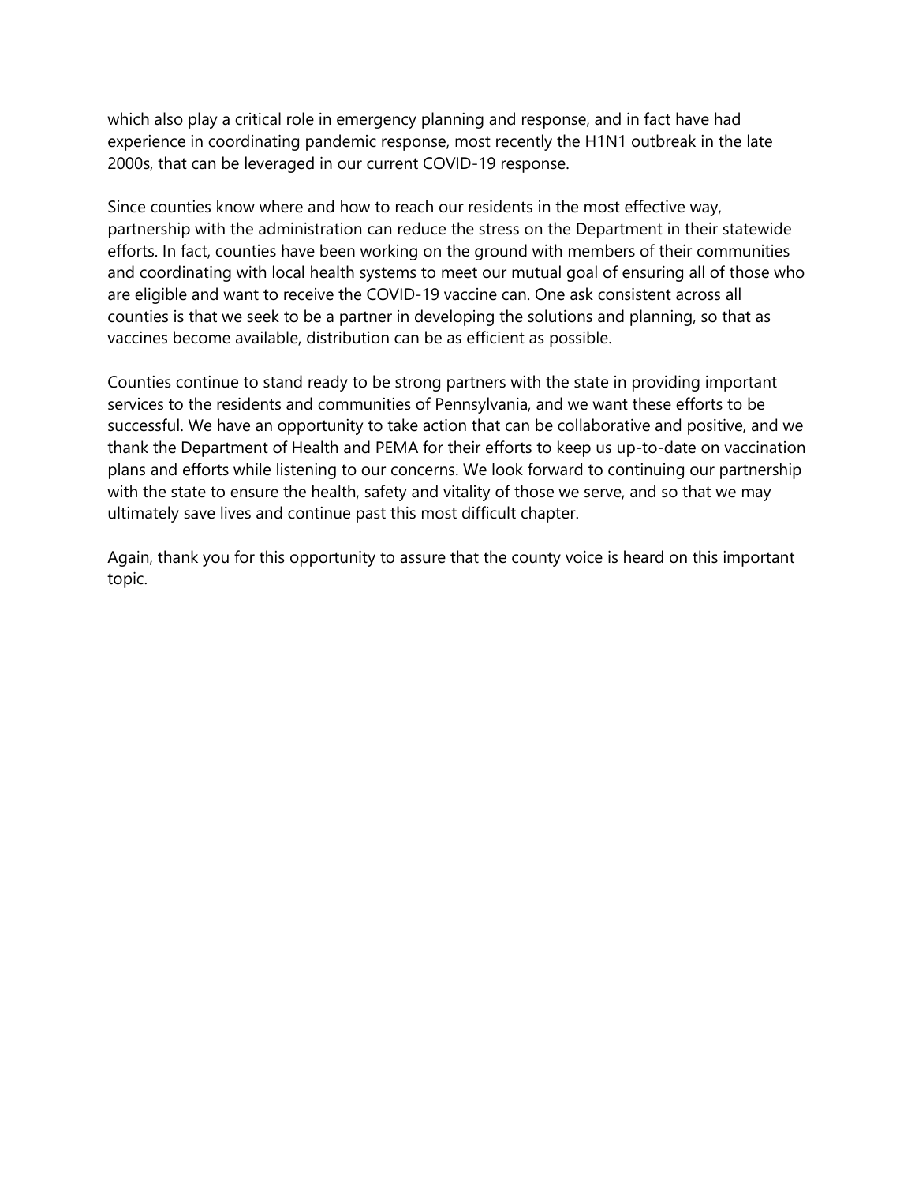which also play a critical role in emergency planning and response, and in fact have had experience in coordinating pandemic response, most recently the H1N1 outbreak in the late 2000s, that can be leveraged in our current COVID-19 response.

Since counties know where and how to reach our residents in the most effective way, partnership with the administration can reduce the stress on the Department in their statewide efforts. In fact, counties have been working on the ground with members of their communities and coordinating with local health systems to meet our mutual goal of ensuring all of those who are eligible and want to receive the COVID-19 vaccine can. One ask consistent across all counties is that we seek to be a partner in developing the solutions and planning, so that as vaccines become available, distribution can be as efficient as possible.

Counties continue to stand ready to be strong partners with the state in providing important services to the residents and communities of Pennsylvania, and we want these efforts to be successful. We have an opportunity to take action that can be collaborative and positive, and we thank the Department of Health and PEMA for their efforts to keep us up-to-date on vaccination plans and efforts while listening to our concerns. We look forward to continuing our partnership with the state to ensure the health, safety and vitality of those we serve, and so that we may ultimately save lives and continue past this most difficult chapter.

Again, thank you for this opportunity to assure that the county voice is heard on this important topic.